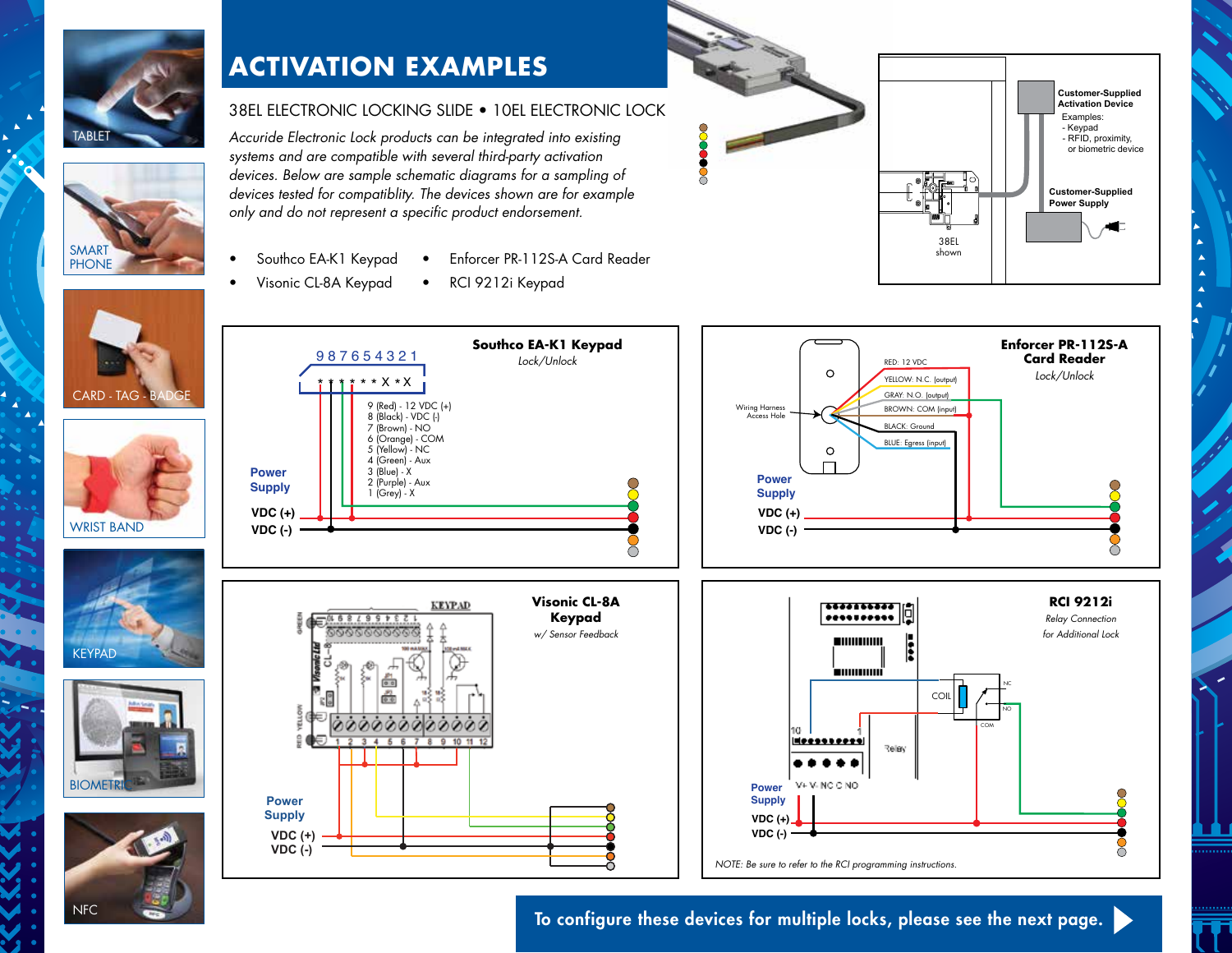TABLET

SMART PHONE

CARD - TAG - BADGE

WRIST BAND

KEYPAD

BIOMETRIC

NFC

# ACTIVATION EXAMPLES

## 38EL ELECTRONIC LOCKING SLIDE • 10EL ELECTRONIC LOCK

*Accuride Electronic Lock products can be integrated into existing systems and are compatible with several third-party activation devices. Below are sample schematic diagrams for a sampling of devices tested for compatiblity. The devices shown are for example only and do not represent a specific product endorsement.*

- Southco EA-K1 Keypad
- Visonic CL-8A Keypad
- Enforcer PR-112S-A Card Reader
- RCI 9212i Keypad

**Customer-Supplied Activation Device**

Examples:
- Keypad
- RFID, proximity, or biometric device

**Customer-Supplied Power Supply**

38EL shown

### Southco EA-K1 Keypad

*Lock/Unlock*

9 8 7 6 5 4 3 2 1

* * * * * * X * X

9 (Red) - 12 VDC (+)
8 (Black) - VDC (-)
7 (Brown) - NO
6 (Orange) - COM
5 (Yellow) - NC
4 (Green) - Aux
3 (Blue) - X
2 (Purple) - Aux
1 (Grey) - X

**Power Supply**

**VDC (+)**
**VDC (-)**

### Enforcer PR-112S-A Card Reader

*Lock/Unlock*

Wiring Harness Access Hole

RED: 12 VDC
YELLOW: N.C. (output)
GRAY: N.O. (output)
BROWN: COM (input)
BLACK: Ground
BLUE: Egress (input)

**Power Supply**

**VDC (+)**
**VDC (-)**

### Visonic CL-8A Keypad

*w/ Sensor Feedback*

KEYPAD

**Power Supply**

**VDC (+)**
**VDC (-)**

### RCI 9212i

*Relay Connection for Additional Lock*

COIL

NC
NO
COM

Relay

V+ V- NC C NO

**Power Supply**

**VDC (+)**
**VDC (-)**

*NOTE: Be sure to refer to the RCI programming instructions.*

**To configure these devices for multiple locks, please see the next page.**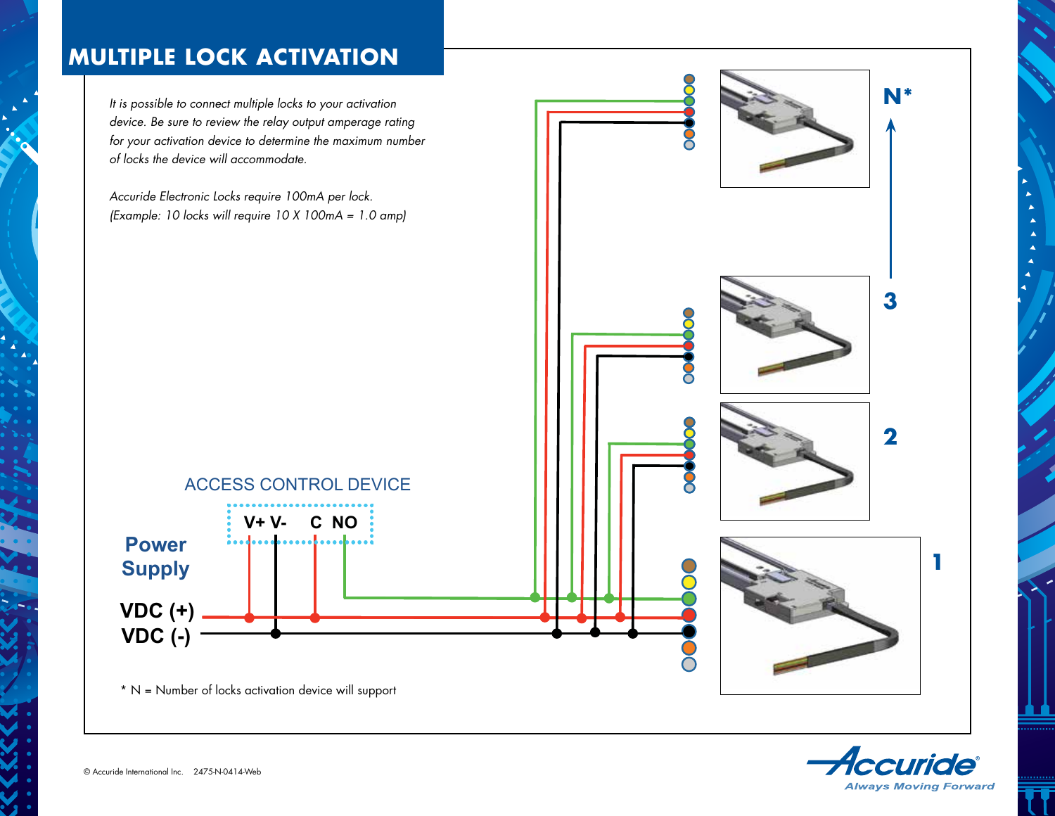# MULTIPLE LOCK ACTIVATION

*It is possible to connect multiple locks to your activation device. Be sure to review the relay output amperage rating for your activation device to determine the maximum number of locks the device will accommodate.*

*Accuride Electronic Locks require 100mA per lock. (Example: 10 locks will require 10 X 100mA = 1.0 amp)*

ACCESS CONTROL DEVICE

V+ V- C NO

Power Supply

VDC (+)

VDC (-)

N*

3

2

1

\* N = Number of locks activation device will support

© Accuride International Inc. 2475-N-0414-Web

Accuride®
Always Moving Forward